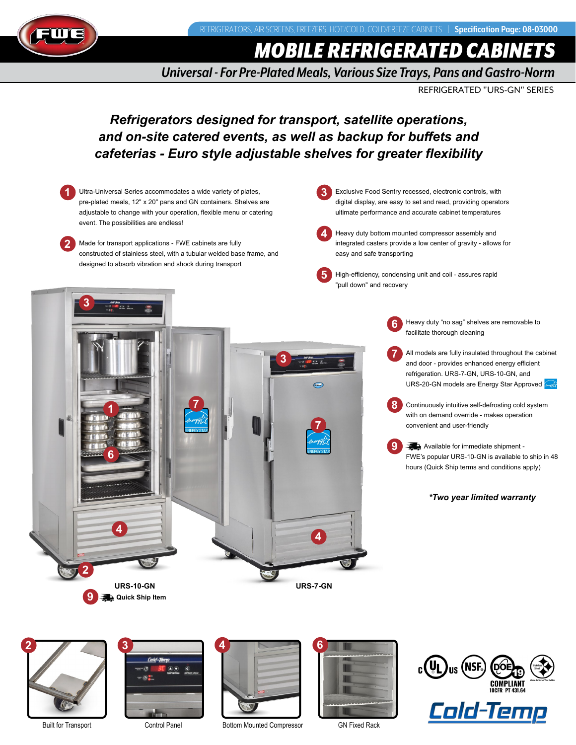REFRIGERATORS, AIR SCREENS, FREEZERS, HOT/COLD, COLD/FREEZE CABINETS | **Specification Page: 08-03000**

# MOBILE REFRIGERATED CABINETS

## Universal - For Pre-Plated Meals, Various Size Trays, Pans and Gastro-Norm

REFRIGERATED "URS-GN" SERIES

***Refrigerators designed for transport, satellite operations, and on-site catered events, as well as backup for buffets and cafeterias - Euro style adjustable shelves for greater flexibility***

1. Ultra-Universal Series accommodates a wide variety of plates, pre-plated meals, 12" x 20" pans and GN containers. Shelves are adjustable to change with your operation, flexible menu or catering event. The possibilities are endless!
2. Made for transport applications - FWE cabinets are fully constructed of stainless steel, with a tubular welded base frame, and designed to absorb vibration and shock during transport
3. Exclusive Food Sentry recessed, electronic controls, with digital display, are easy to set and read, providing operators ultimate performance and accurate cabinet temperatures
4. Heavy duty bottom mounted compressor assembly and integrated casters provide a low center of gravity - allows for easy and safe transporting
5. High-efficiency, condensing unit and coil - assures rapid "pull down" and recovery
6. Heavy duty "no sag" shelves are removable to facilitate thorough cleaning
7. All models are fully insulated throughout the cabinet and door - provides enhanced energy efficient refrigeration. URS-7-GN, URS-10-GN, and URS-20-GN models are Energy Star Approved
8. Continuously intuitive self-defrosting cold system with on demand override - makes operation convenient and user-friendly
9. Available for immediate shipment - FWE's popular URS-10-GN is available to ship in 48 hours (Quick Ship terms and conditions apply)

***Two year limited warranty**

**URS-10-GN**

**9 Quick Ship Item**

**URS-7-GN**

2 Built for Transport

3 Control Panel

4 Bottom Mounted Compressor

6 GN Fixed Rack

DOE COMPLIANT 10CFR PT 431.64

Cold-Temp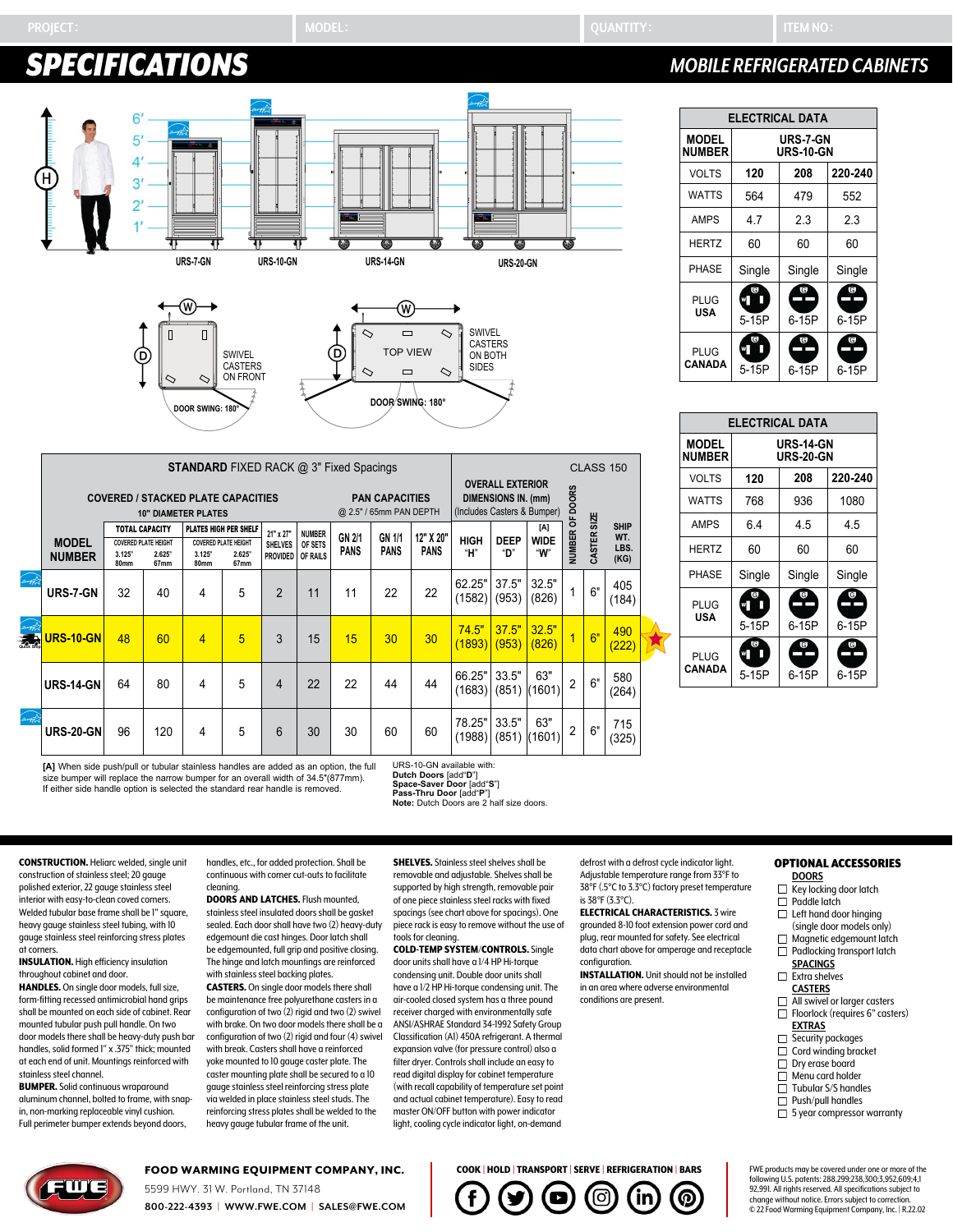PROJECT: | MODEL: | QUANTITY: | ITEM NO:

# SPECIFICATIONS

## MOBILE REFRIGERATED CABINETS

H

6'
5'
4'
3'
2'
1'

URS-7-GN URS-10-GN URS-14-GN URS-20-GN

W
D
SWIVEL CASTERS ON FRONT
DOOR SWING: 180°

W
D
TOP VIEW
SWIVEL CASTERS ON BOTH SIDES
DOOR SWING: 180°

| STANDARD FIXED RACK @ 3" Fixed Spacings | | | | | | | | | | | | | | | |
|---|---|---|---|---|---|---|---|---|---|---|---|---|---|---|---|
| MODEL NUMBER | COVERED / STACKED PLATE CAPACITIES 10" DIAMETER PLATES — TOTAL CAPACITY (COVERED PLATE HEIGHT) 3.125" 80mm | TOTAL CAPACITY 2.625" 67mm | PLATES HIGH PER SHELF (COVERED PLATE HEIGHT) 3.125" 80mm | PLATES HIGH PER SHELF 2.625" 67mm | 21" x 27" SHELVES PROVIDED | NUMBER OF SETS OF RAILS | PAN CAPACITIES @ 2.5" / 65mm PAN DEPTH — GN 2/1 PANS | GN 1/1 PANS | 12" X 20" PANS | CLASS 150 OVERALL EXTERIOR DIMENSIONS IN. (mm) (Includes Casters & Bumper) — HIGH "H" | DEEP "D" | [A] WIDE "W" | NUMBER OF DOORS | CASTER SIZE | SHIP WT. LBS. (KG) |
| URS-7-GN | 32 | 40 | 4 | 5 | 2 | 11 | 11 | 22 | 22 | 62.25" (1582) | 37.5" (953) | 32.5" (826) | 1 | 6" | 405 (184) |
| URS-10-GN | 48 | 60 | 4 | 5 | 3 | 15 | 15 | 30 | 30 | 74.5" (1893) | 37.5" (953) | 32.5" (826) | 1 | 6" | 490 (222) |
| URS-14-GN | 64 | 80 | 4 | 5 | 4 | 22 | 22 | 44 | 44 | 66.25" (1683) | 33.5" (851) | 63" (1601) | 2 | 6" | 580 (264) |
| URS-20-GN | 96 | 120 | 4 | 5 | 6 | 30 | 30 | 60 | 60 | 78.25" (1988) | 33.5" (851) | 63" (1601) | 2 | 6" | 715 (325) |

**[A]** When side push/pull or tubular stainless handles are added as an option, the full size bumper will replace the narrow bumper for an overall width of 34.5"(877mm). If either side handle option is selected the standard rear handle is removed.

URS-10-GN available with:
**Dutch Doors** [add"**D**"]
**Space-Saver Door** [add"**S**"]
**Pass-Thru Door** [add"**P**"]
**Note:** Dutch Doors are 2 half size doors.

| ELECTRICAL DATA | | | |
|---|---|---|---|
| MODEL NUMBER | URS-7-GN URS-10-GN | | |
| VOLTS | 120 | 208 | 220-240 |
| WATTS | 564 | 479 | 552 |
| AMPS | 4.7 | 2.3 | 2.3 |
| HERTZ | 60 | 60 | 60 |
| PHASE | Single | Single | Single |
| PLUG USA | 5-15P | 6-15P | 6-15P |
| PLUG CANADA | 5-15P | 6-15P | 6-15P |

| ELECTRICAL DATA | | | |
|---|---|---|---|
| MODEL NUMBER | URS-14-GN URS-20-GN | | |
| VOLTS | 120 | 208 | 220-240 |
| WATTS | 768 | 936 | 1080 |
| AMPS | 6.4 | 4.5 | 4.5 |
| HERTZ | 60 | 60 | 60 |
| PHASE | Single | Single | Single |
| PLUG USA | 5-15P | 6-15P | 6-15P |
| PLUG CANADA | 5-15P | 6-15P | 6-15P |

**CONSTRUCTION.** Heliarc welded, single unit construction of stainless steel; 20 gauge polished exterior, 22 gauge stainless steel interior with easy-to-clean coved corners. Welded tubular base frame shall be 1" square, heavy gauge stainless steel tubing, with 10 gauge stainless steel reinforcing stress plates at corners.

**INSULATION.** High efficiency insulation throughout cabinet and door.

**HANDLES.** On single door models, full size, form-fitting recessed antimicrobial hand grips shall be mounted on each side of cabinet. Rear mounted tubular push pull handle. On two door models there shall be heavy-duty push bar handles, solid formed 1" x .375" thick; mounted at each end of unit. Mountings reinforced with stainless steel channel.

**BUMPER.** Solid continuous wraparound aluminum channel, bolted to frame, with snap-in, non-marking replaceable vinyl cushion. Full perimeter bumper extends beyond doors, handles, etc., for added protection. Shall be continuous with corner cut-outs to facilitate cleaning.

**DOORS AND LATCHES.** Flush mounted, stainless steel insulated doors shall be gasket sealed. Each door shall have two (2) heavy-duty edgemount die cast hinges. Door latch shall be edgemounted, full grip and positive closing. The hinge and latch mountings are reinforced with stainless steel backing plates.

**CASTERS.** On single door models there shall be maintenance free polyurethane casters in a configuration of two (2) rigid and two (2) swivel with brake. On two door models there shall be a configuration of two (2) rigid and four (4) swivel with break. Casters shall have a reinforced yoke mounted to 10 gauge caster plate. The caster mounting plate shall be secured to a 10 gauge stainless steel reinforcing stress plate via welded in place stainless steel studs. The reinforcing stress plates shall be welded to the heavy gauge tubular frame of the unit.

**SHELVES.** Stainless steel shelves shall be removable and adjustable. Shelves shall be supported by high strength, removable pair of one piece stainless steel racks with fixed spacings (see chart above for spacings). One piece rack is easy to remove without the use of tools for cleaning.

**COLD-TEMP SYSTEM/CONTROLS.** Single door units shall have a 1/4 HP Hi-torque condensing unit. Double door units shall have a 1/2 HP Hi-torque condensing unit. The air-cooled closed system has a three pound receiver charged with environmentally safe ANSI/ASHRAE Standard 34-1992 Safety Group Classification (A1) 450A refrigerant. A thermal expansion valve (for pressure control) also a filter dryer. Controls shall include an easy to read digital display for cabinet temperature (with recall capability of temperature set point and actual cabinet temperature). Easy to read master ON/OFF button with power indicator light, cooling cycle indicator light, on-demand defrost with a defrost cycle indicator light. Adjustable temperature range from 33°F to 38°F (.5°C to 3.3°C) factory preset temperature is 38°F (3.3°C).

**ELECTRICAL CHARACTERISTICS.** 3 wire grounded 8-10 foot extension power cord and plug, rear mounted for safety. See electrical data chart above for amperage and receptacle configuration.

**INSTALLATION.** Unit should not be installed in an area where adverse environmental conditions are present.

## OPTIONAL ACCESSORIES

**DOORS**
- ☐ Key locking door latch
- ☐ Paddle latch
- ☐ Left hand door hinging (single door models only)
- ☐ Magnetic edgemount latch
- ☐ Padlocking transport latch

**SPACINGS**
- ☐ Extra shelves

**CASTERS**
- ☐ All swivel or larger casters
- ☐ Floorlock (requires 6" casters)

**EXTRAS**
- ☐ Security packages
- ☐ Cord winding bracket
- ☐ Dry erase board
- ☐ Menu card holder
- ☐ Tubular S/S handles
- ☐ Push/pull handles
- ☐ 5 year compressor warranty

**FOOD WARMING EQUIPMENT COMPANY, INC.**
5599 HWY. 31 W. Portland, TN 37148
800-222-4393 | WWW.FWE.COM | SALES@FWE.COM

COOK | HOLD | TRANSPORT | SERVE | REFRIGERATION | BARS

FWE products may be covered under one or more of the following U.S. patents: 288,299;238,300;3,952,609;4,1 92,991. All rights reserved. All specifications subject to change without notice. Errors subject to correction. © 22 Food Warming Equipment Company, Inc. | R.22.02